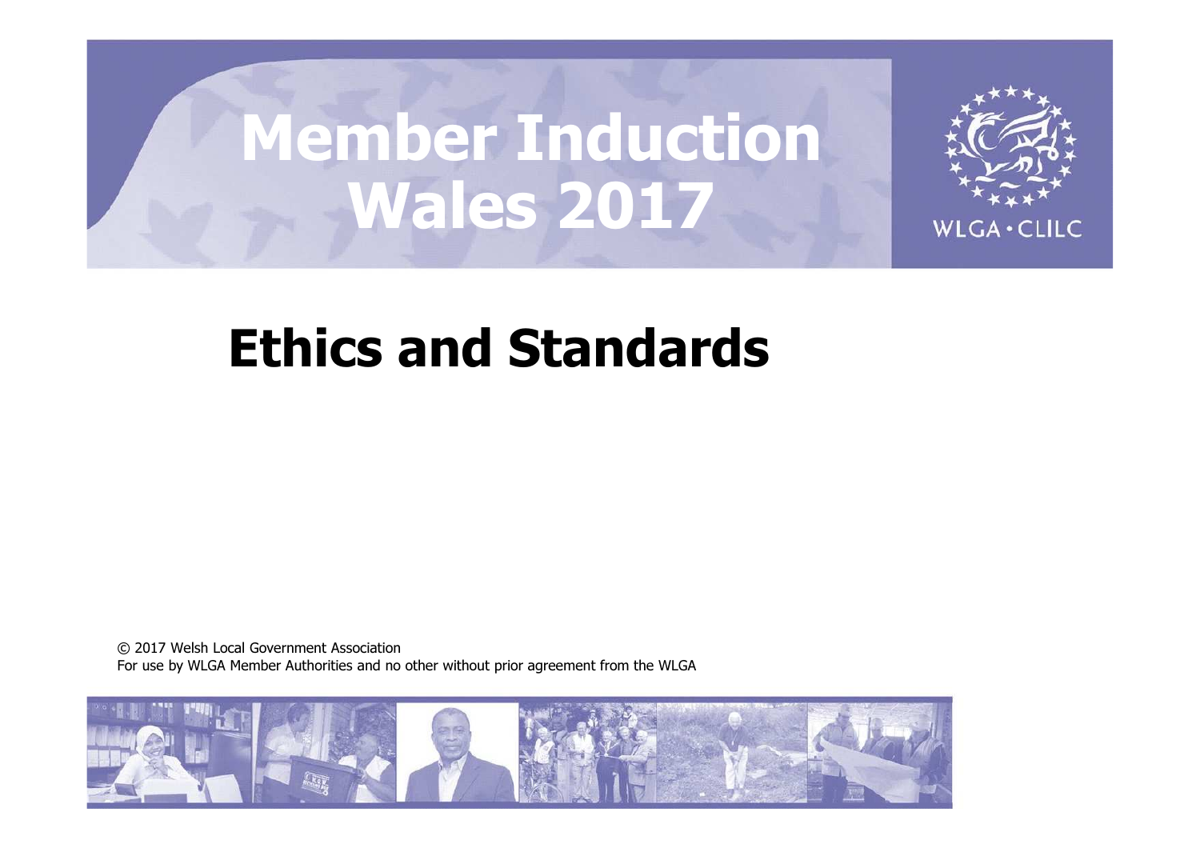# Member Induction Wales 2017

WLGA • CLILC

## Ethics and Standards

© 2017 Welsh Local Government Association
For use by WLGA Member Authorities and no other without prior agreement from the WLGA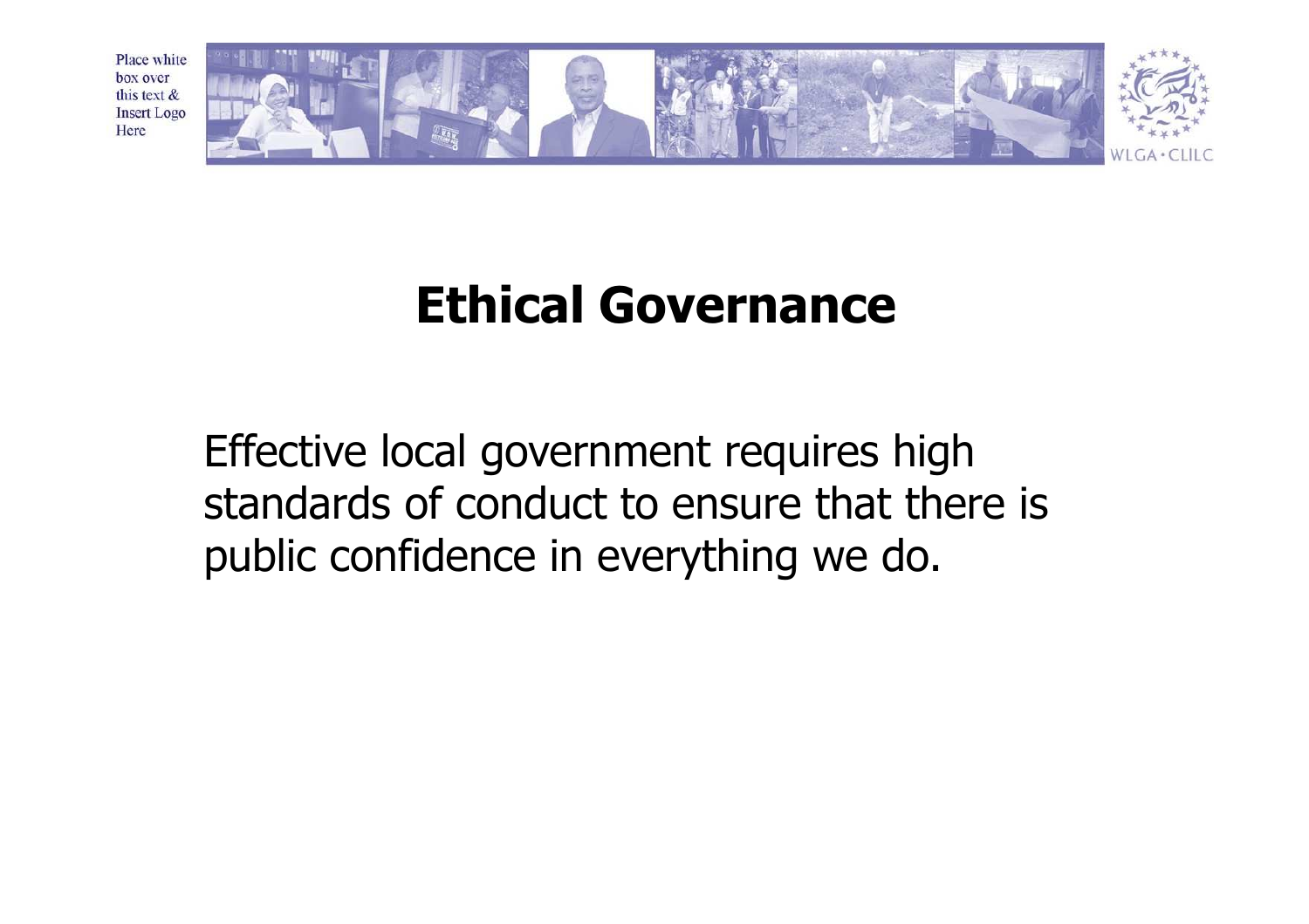# Ethical Governance

Effective local government requires high standards of conduct to ensure that there is public confidence in everything we do.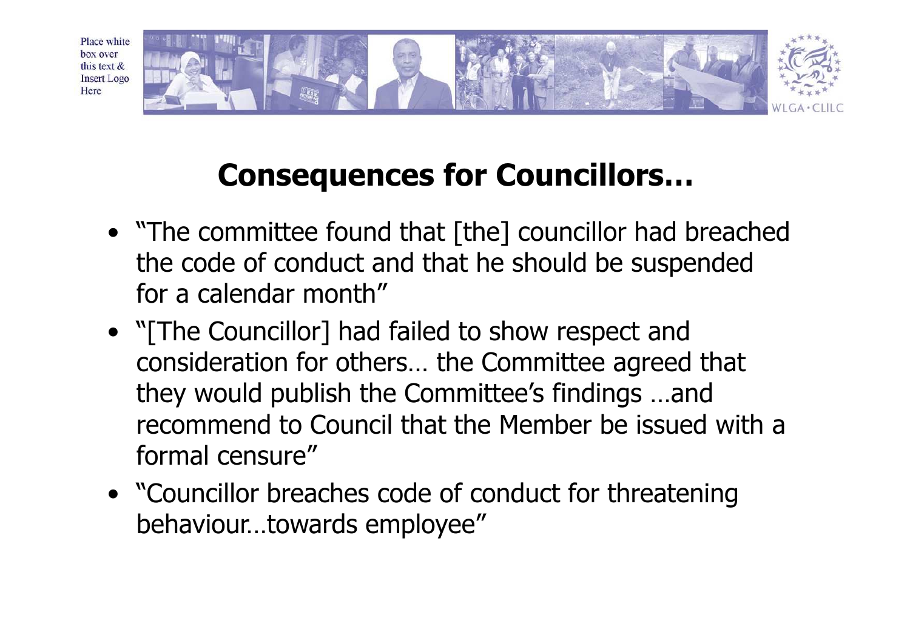# Consequences for Councillors…

- "The committee found that [the] councillor had breached the code of conduct and that he should be suspended for a calendar month"
- "[The Councillor] had failed to show respect and consideration for others… the Committee agreed that they would publish the Committee's findings …and recommend to Council that the Member be issued with a formal censure"
- "Councillor breaches code of conduct for threatening behaviour…towards employee"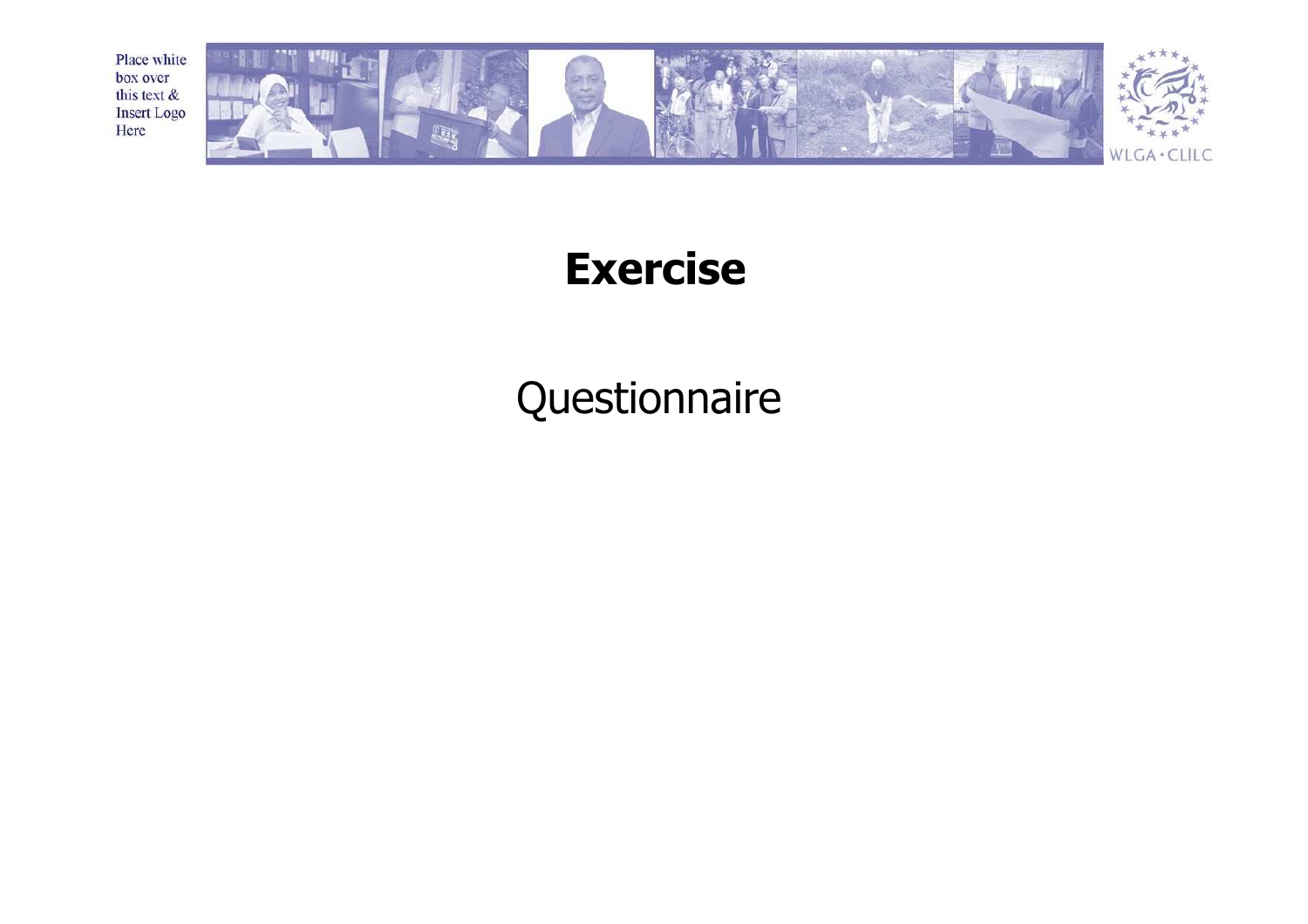# Exercise

Questionnaire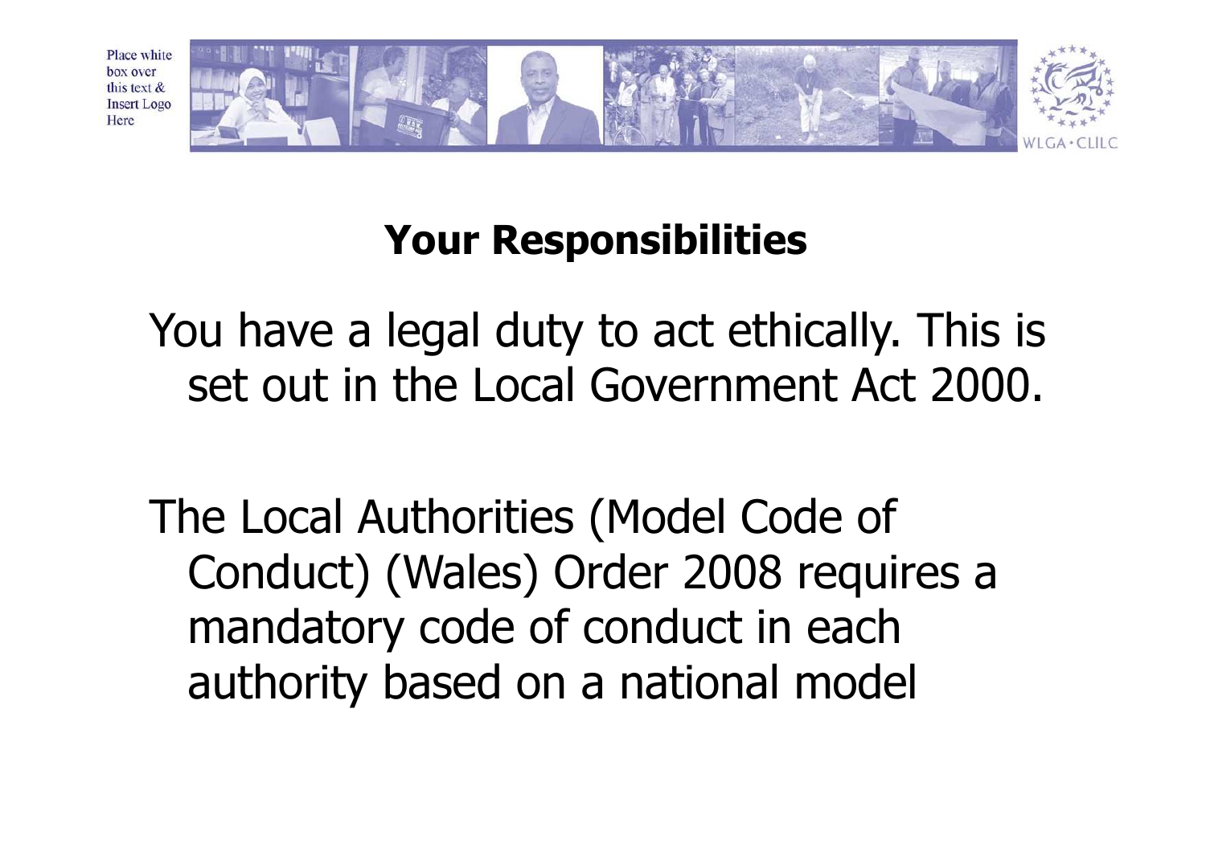# Your Responsibilities

You have a legal duty to act ethically. This is set out in the Local Government Act 2000.

The Local Authorities (Model Code of Conduct) (Wales) Order 2008 requires a mandatory code of conduct in each authority based on a national model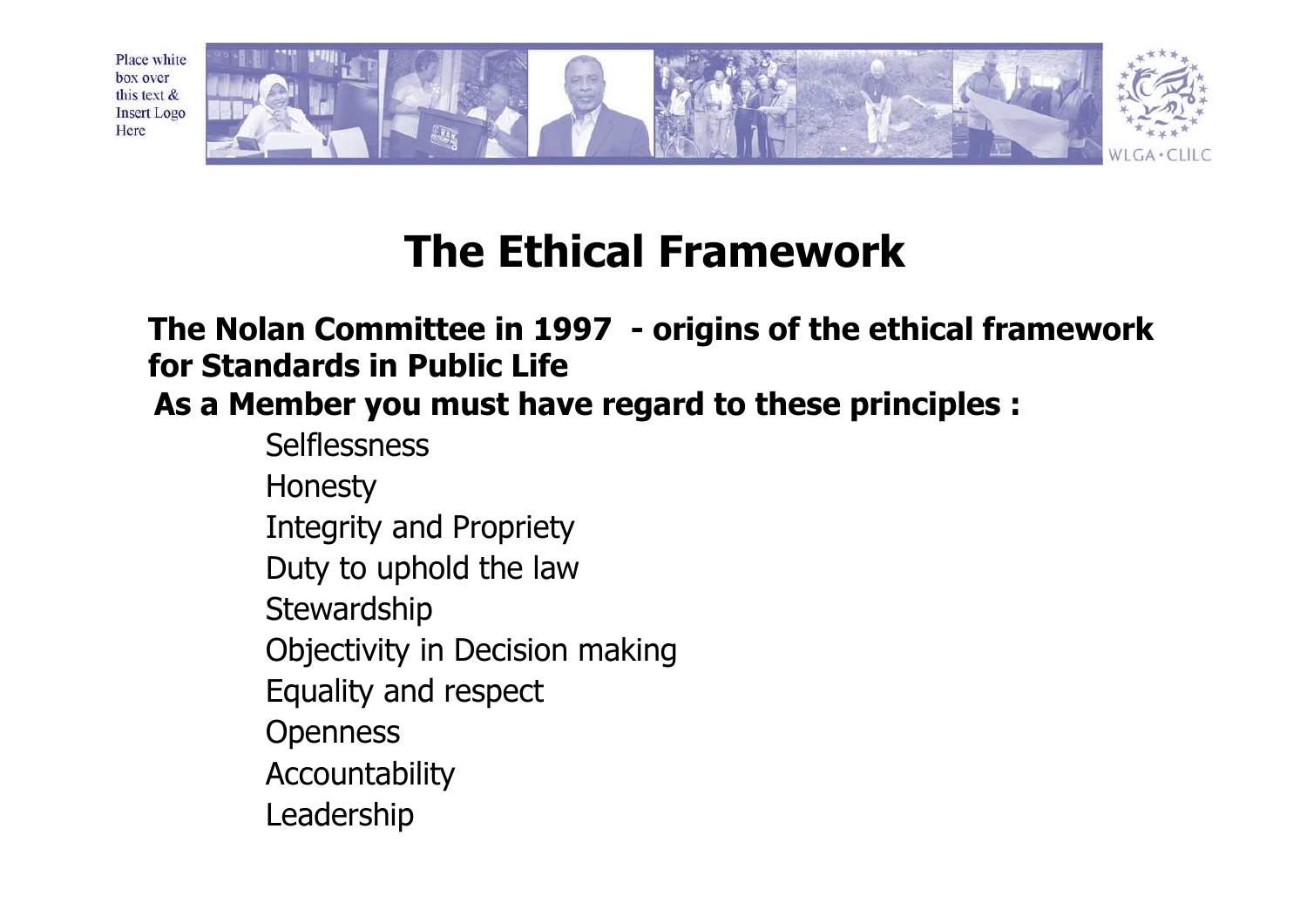# The Ethical Framework

**The Nolan Committee in 1997 - origins of the ethical framework for Standards in Public Life**

**As a Member you must have regard to these principles :**

- Selflessness
- Honesty
- Integrity and Propriety
- Duty to uphold the law
- Stewardship
- Objectivity in Decision making
- Equality and respect
- Openness
- Accountability
- Leadership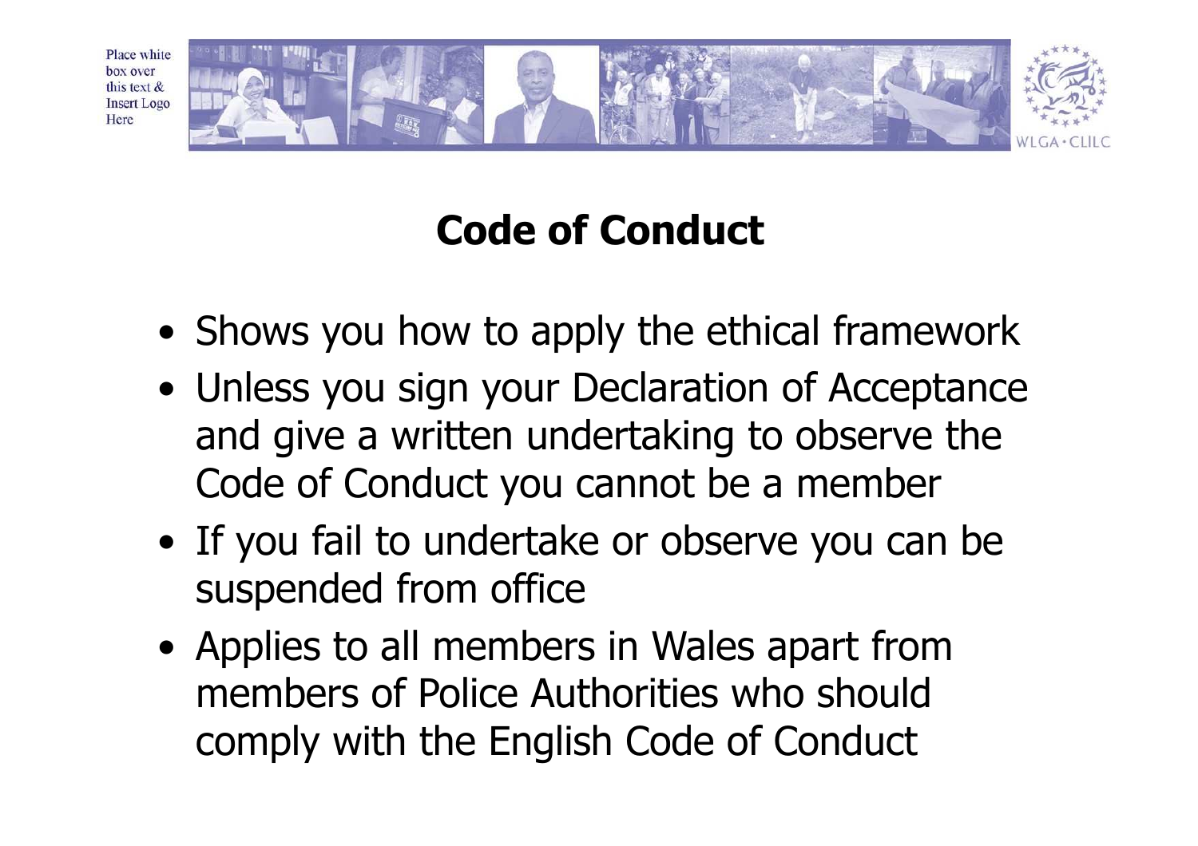# Code of Conduct

- Shows you how to apply the ethical framework
- Unless you sign your Declaration of Acceptance and give a written undertaking to observe the Code of Conduct you cannot be a member
- If you fail to undertake or observe you can be suspended from office
- Applies to all members in Wales apart from members of Police Authorities who should comply with the English Code of Conduct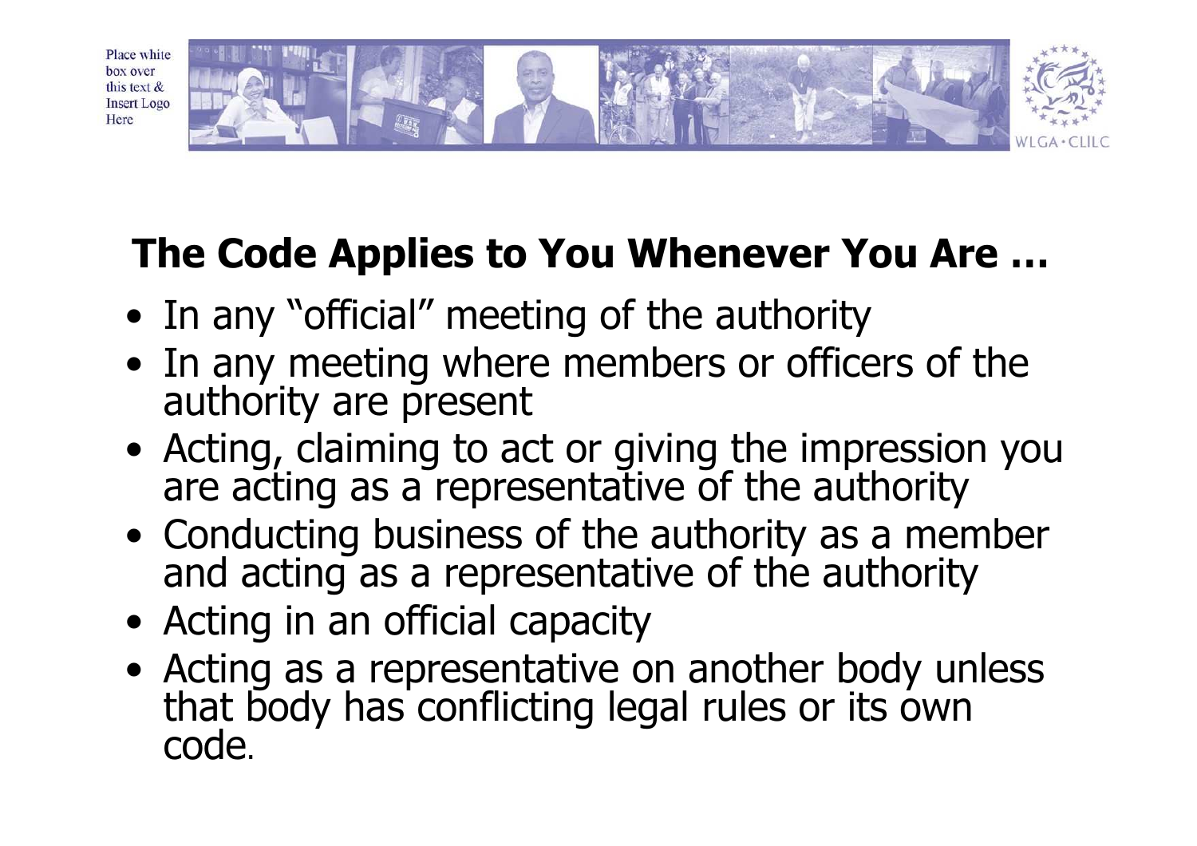## The Code Applies to You Whenever You Are …

- In any "official" meeting of the authority
- In any meeting where members or officers of the authority are present
- Acting, claiming to act or giving the impression you are acting as a representative of the authority
- Conducting business of the authority as a member and acting as a representative of the authority
- Acting in an official capacity
- Acting as a representative on another body unless that body has conflicting legal rules or its own code.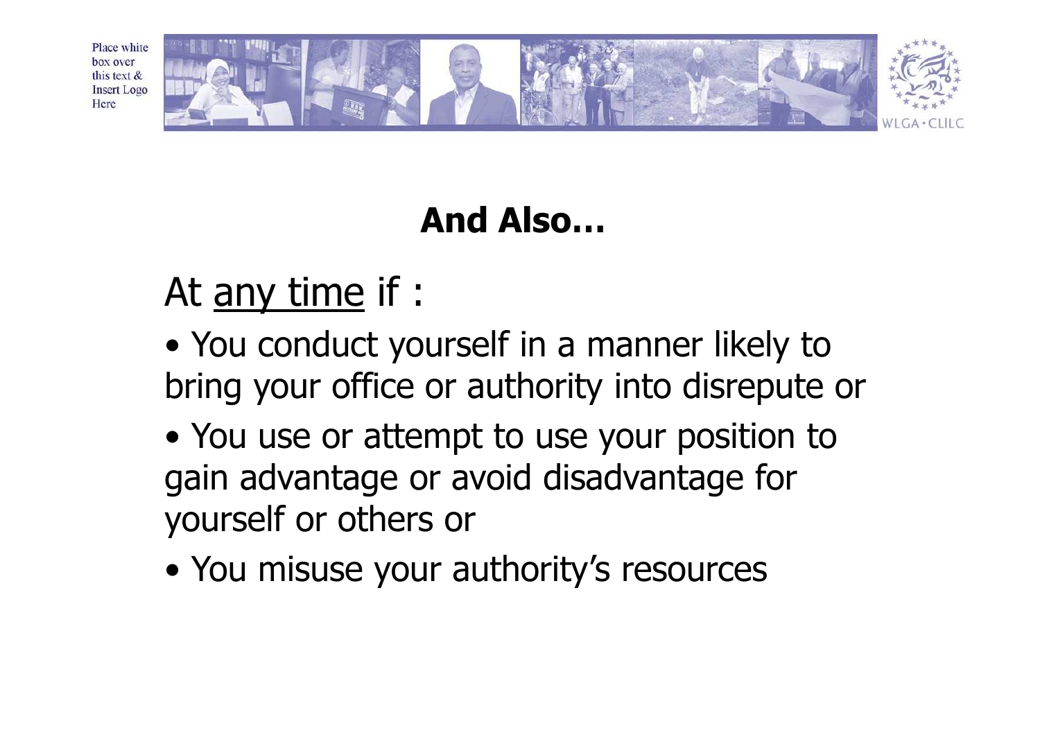## And Also…

At <u>any time</u> if :

- You conduct yourself in a manner likely to bring your office or authority into disrepute or
- You use or attempt to use your position to gain advantage or avoid disadvantage for yourself or others or
- You misuse your authority's resources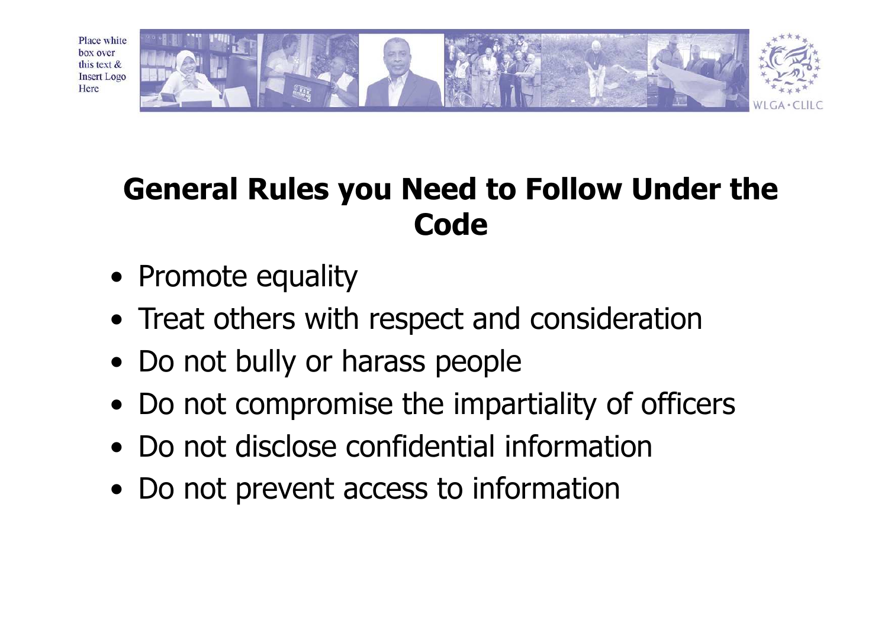## General Rules you Need to Follow Under the Code

- Promote equality
- Treat others with respect and consideration
- Do not bully or harass people
- Do not compromise the impartiality of officers
- Do not disclose confidential information
- Do not prevent access to information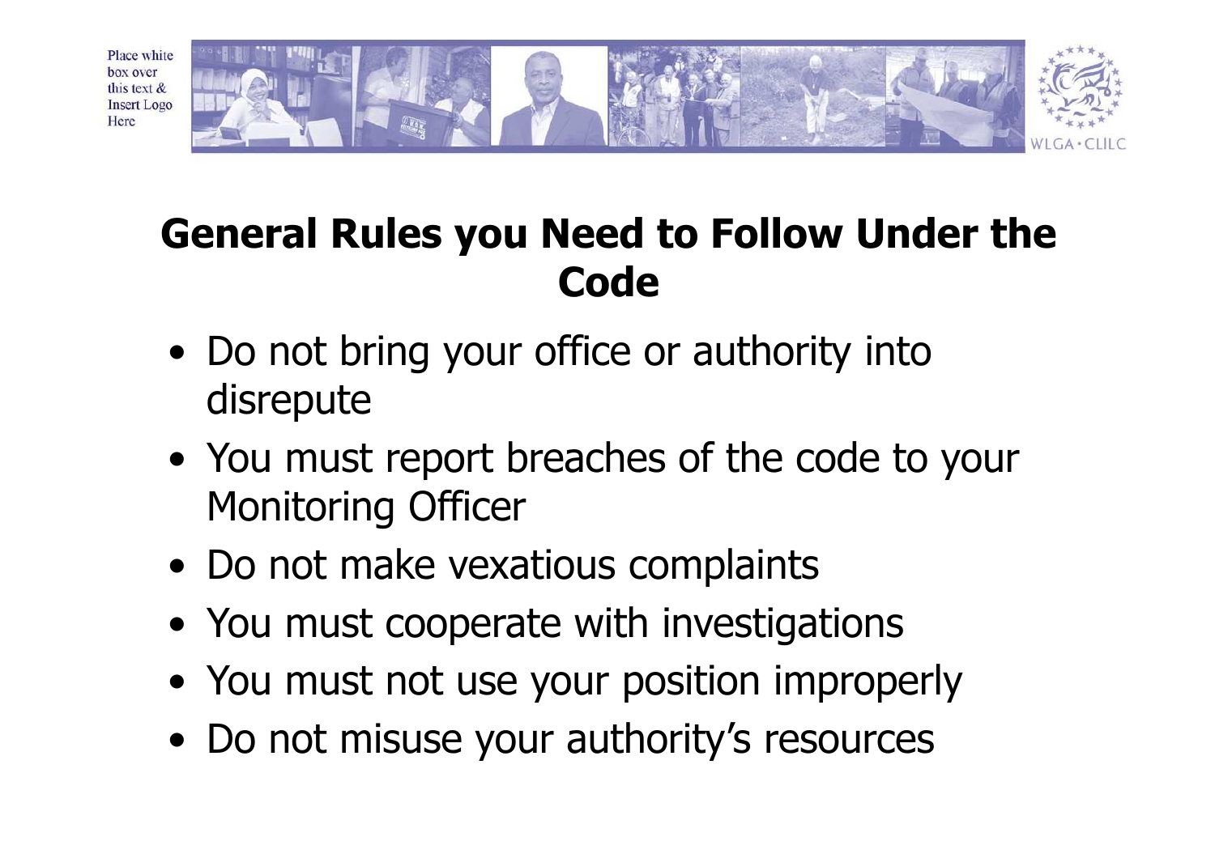# General Rules you Need to Follow Under the Code

- Do not bring your office or authority into disrepute
- You must report breaches of the code to your Monitoring Officer
- Do not make vexatious complaints
- You must cooperate with investigations
- You must not use your position improperly
- Do not misuse your authority's resources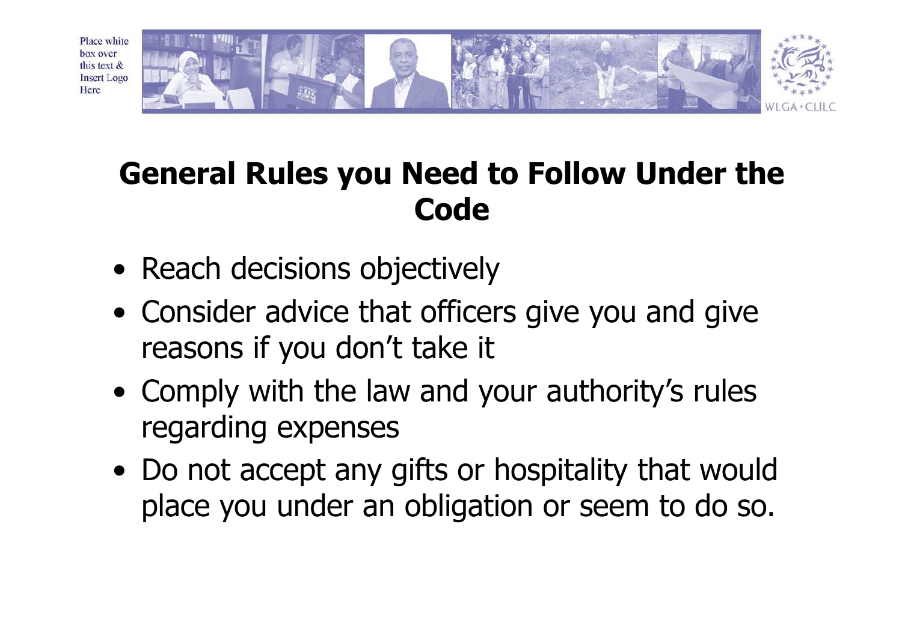## General Rules you Need to Follow Under the Code

- Reach decisions objectively
- Consider advice that officers give you and give reasons if you don't take it
- Comply with the law and your authority's rules regarding expenses
- Do not accept any gifts or hospitality that would place you under an obligation or seem to do so.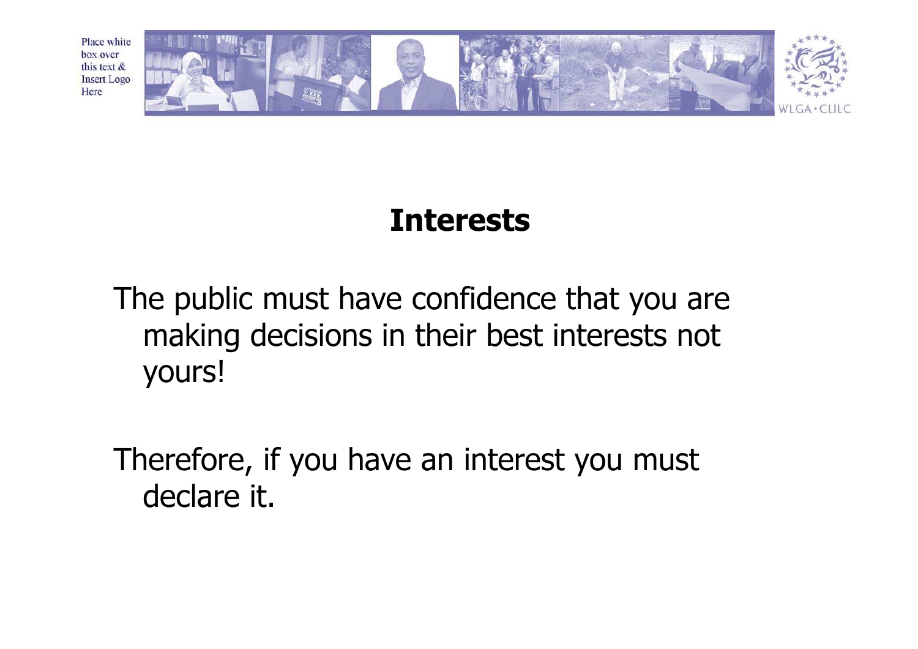# Interests

The public must have confidence that you are making decisions in their best interests not yours!

Therefore, if you have an interest you must declare it.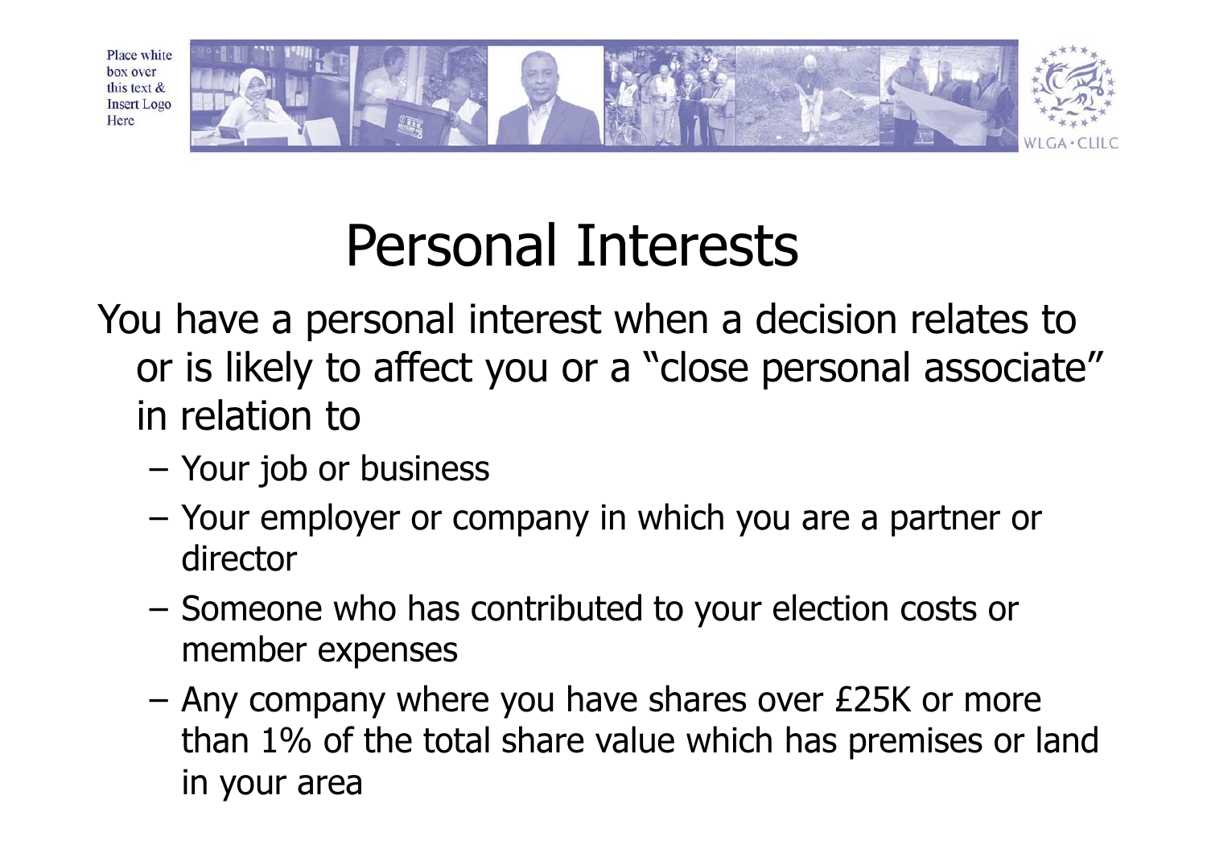# Personal Interests

You have a personal interest when a decision relates to or is likely to affect you or a "close personal associate" in relation to

- Your job or business
- Your employer or company in which you are a partner or director
- Someone who has contributed to your election costs or member expenses
- Any company where you have shares over £25K or more than 1% of the total share value which has premises or land in your area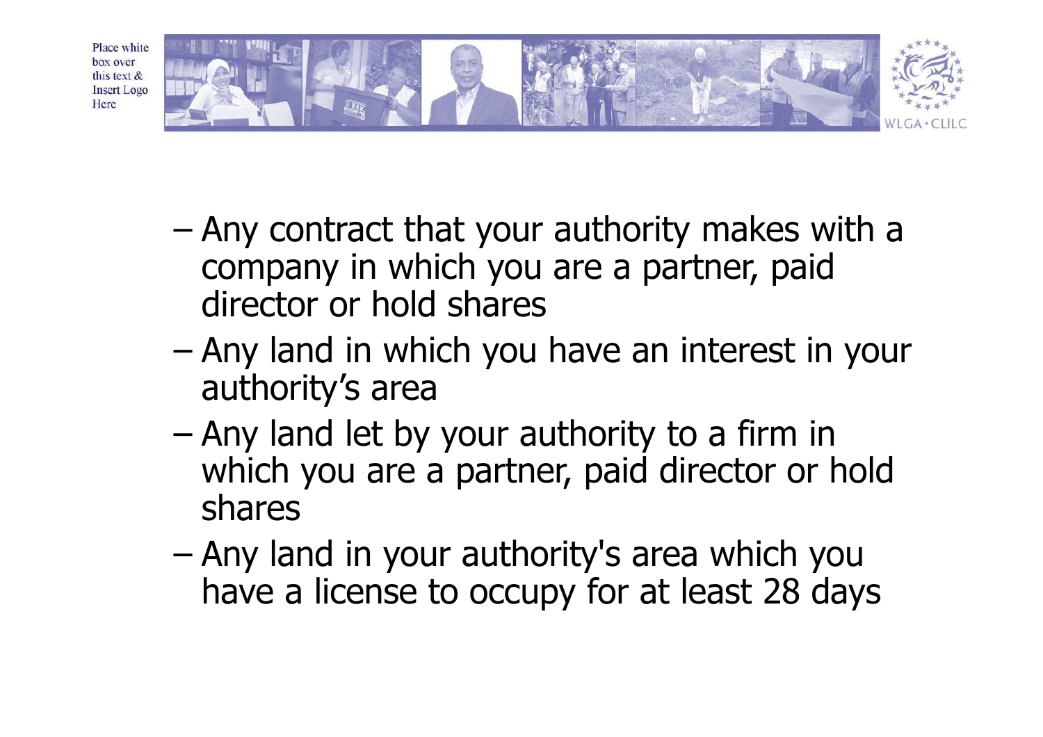- Any contract that your authority makes with a company in which you are a partner, paid director or hold shares
- Any land in which you have an interest in your authority's area
- Any land let by your authority to a firm in which you are a partner, paid director or hold shares
- Any land in your authority's area which you have a license to occupy for at least 28 days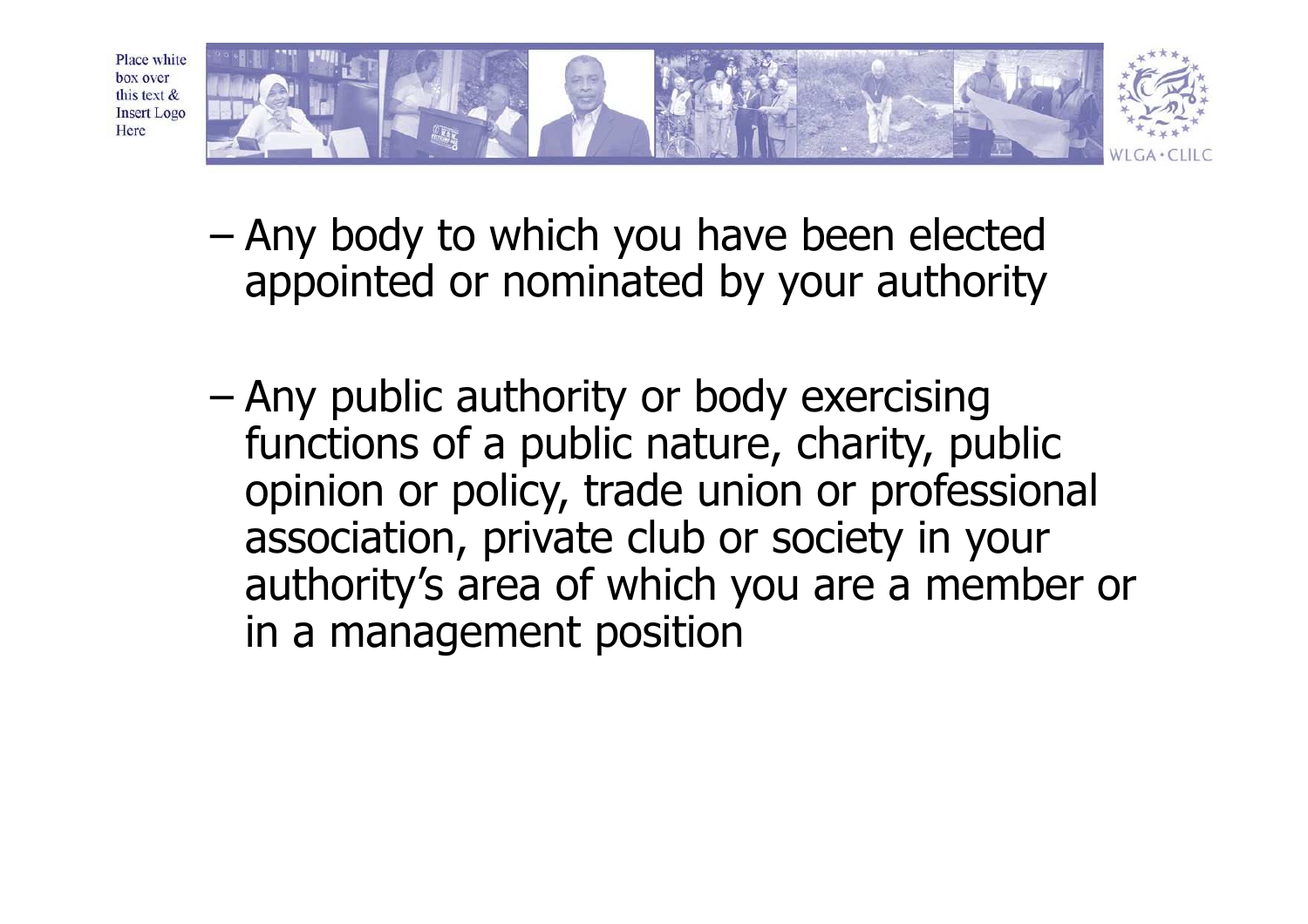- Any body to which you have been elected appointed or nominated by your authority

- Any public authority or body exercising functions of a public nature, charity, public opinion or policy, trade union or professional association, private club or society in your authority's area of which you are a member or in a management position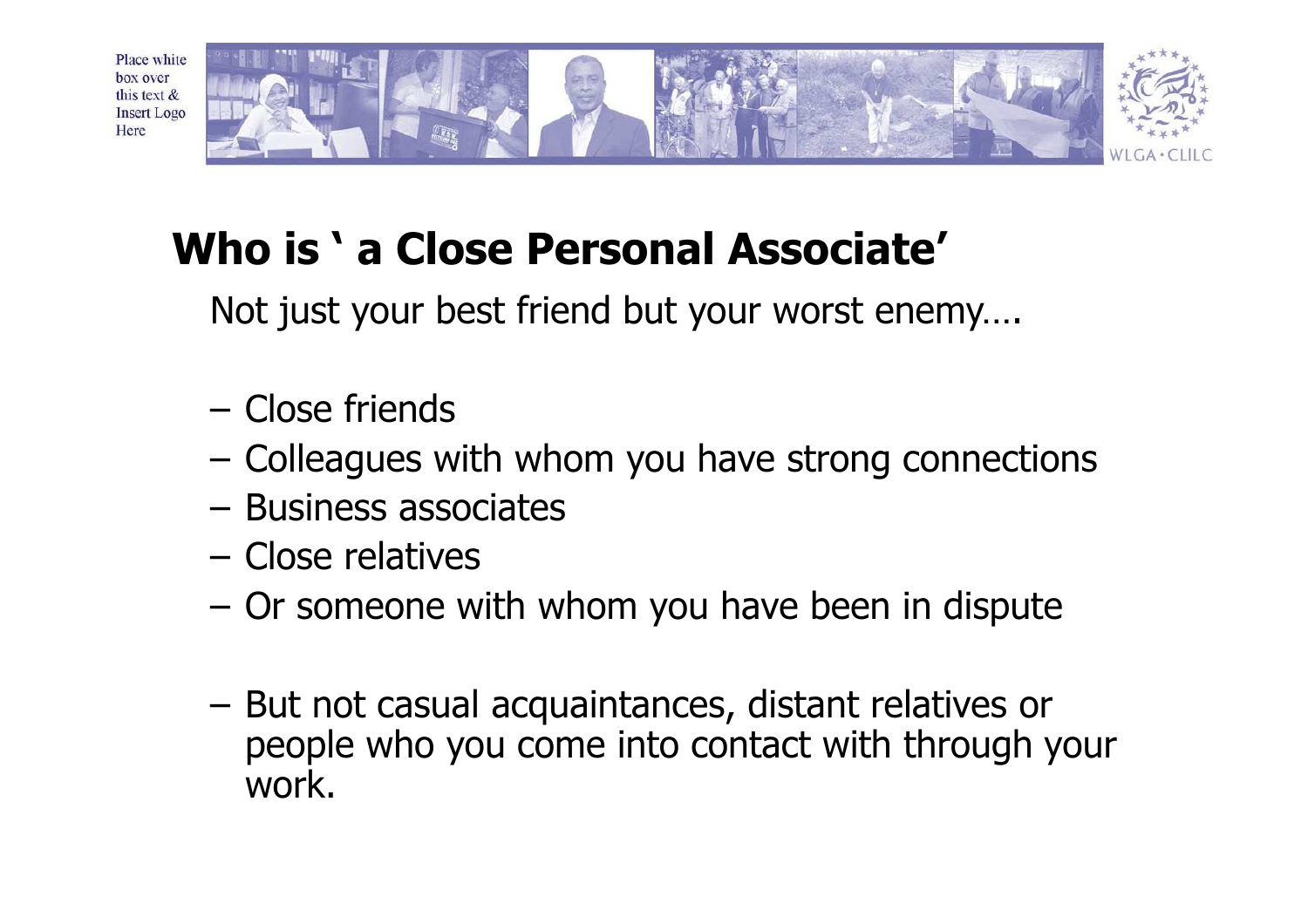## Who is ' a Close Personal Associate'

Not just your best friend but your worst enemy….

- Close friends
- Colleagues with whom you have strong connections
- Business associates
- Close relatives
- Or someone with whom you have been in dispute

- But not casual acquaintances, distant relatives or people who you come into contact with through your work.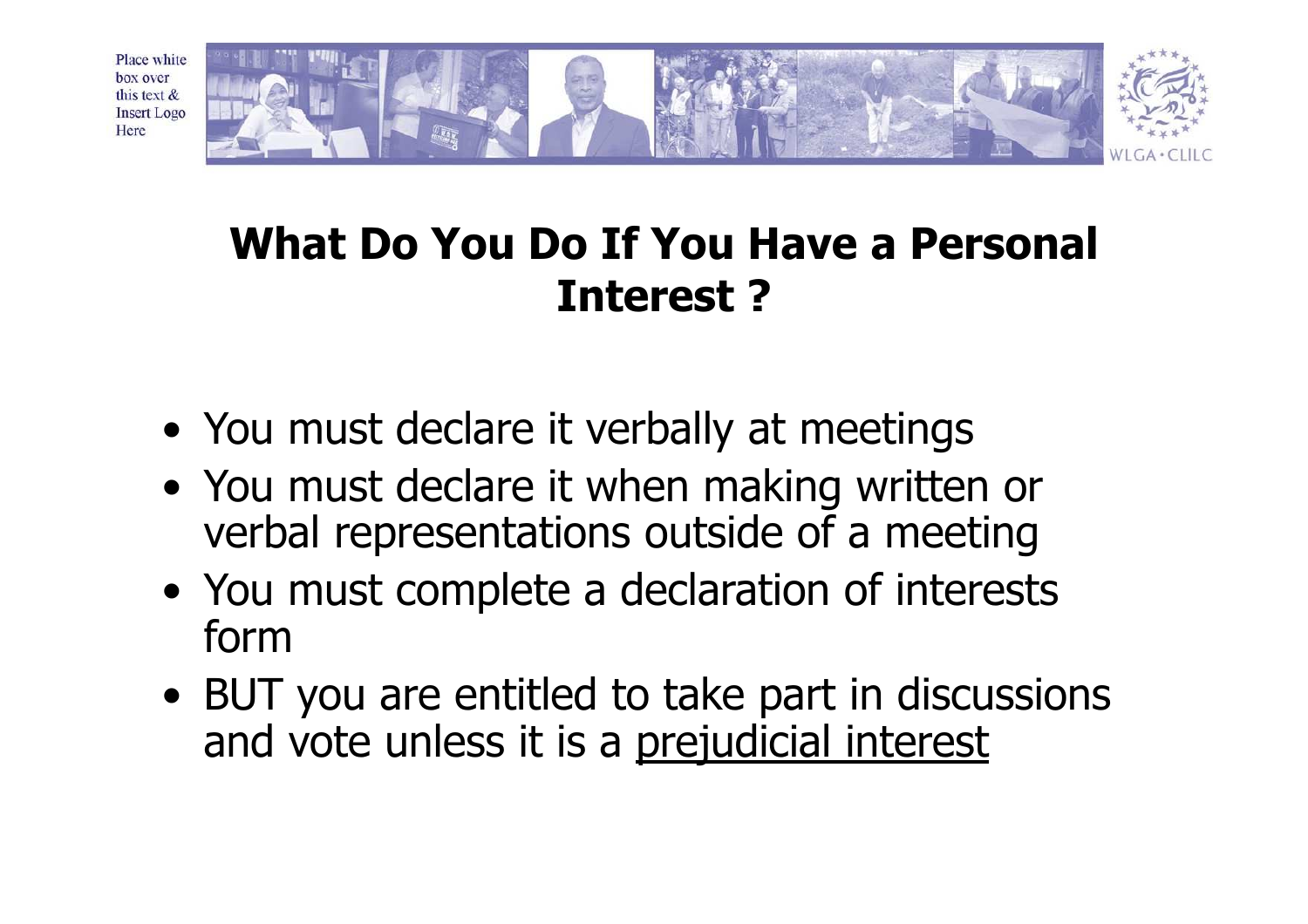# What Do You Do If You Have a Personal Interest ?

- You must declare it verbally at meetings
- You must declare it when making written or verbal representations outside of a meeting
- You must complete a declaration of interests form
- BUT you are entitled to take part in discussions and vote unless it is a prejudicial interest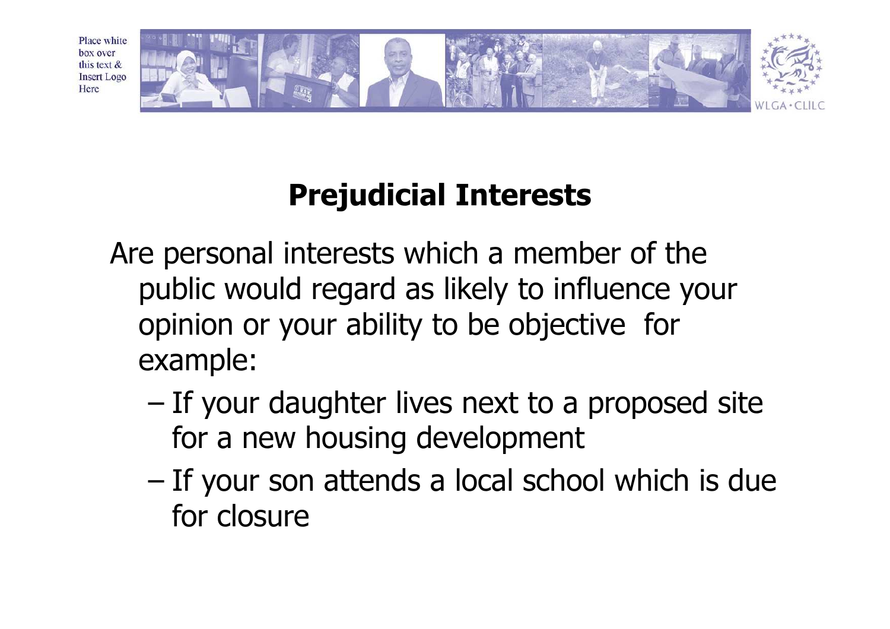# Prejudicial Interests

Are personal interests which a member of the public would regard as likely to influence your opinion or your ability to be objective for example:

- If your daughter lives next to a proposed site for a new housing development
- If your son attends a local school which is due for closure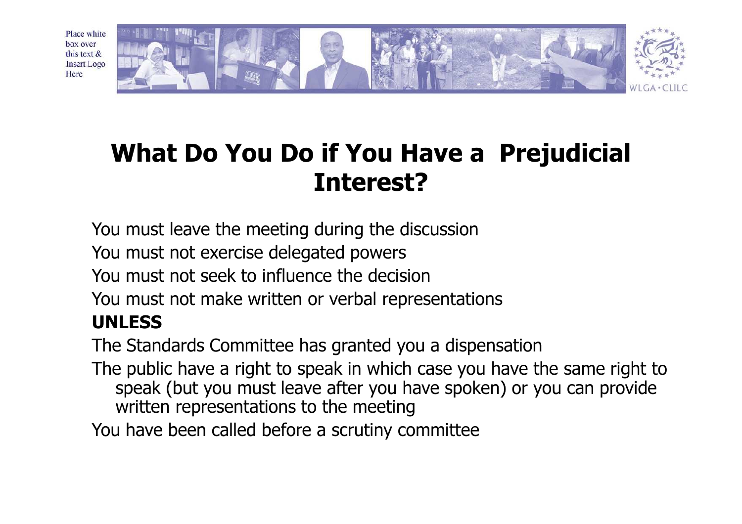# What Do You Do if You Have a Prejudicial Interest?

You must leave the meeting during the discussion

You must not exercise delegated powers

You must not seek to influence the decision

You must not make written or verbal representations

**UNLESS**

The Standards Committee has granted you a dispensation

The public have a right to speak in which case you have the same right to speak (but you must leave after you have spoken) or you can provide written representations to the meeting

You have been called before a scrutiny committee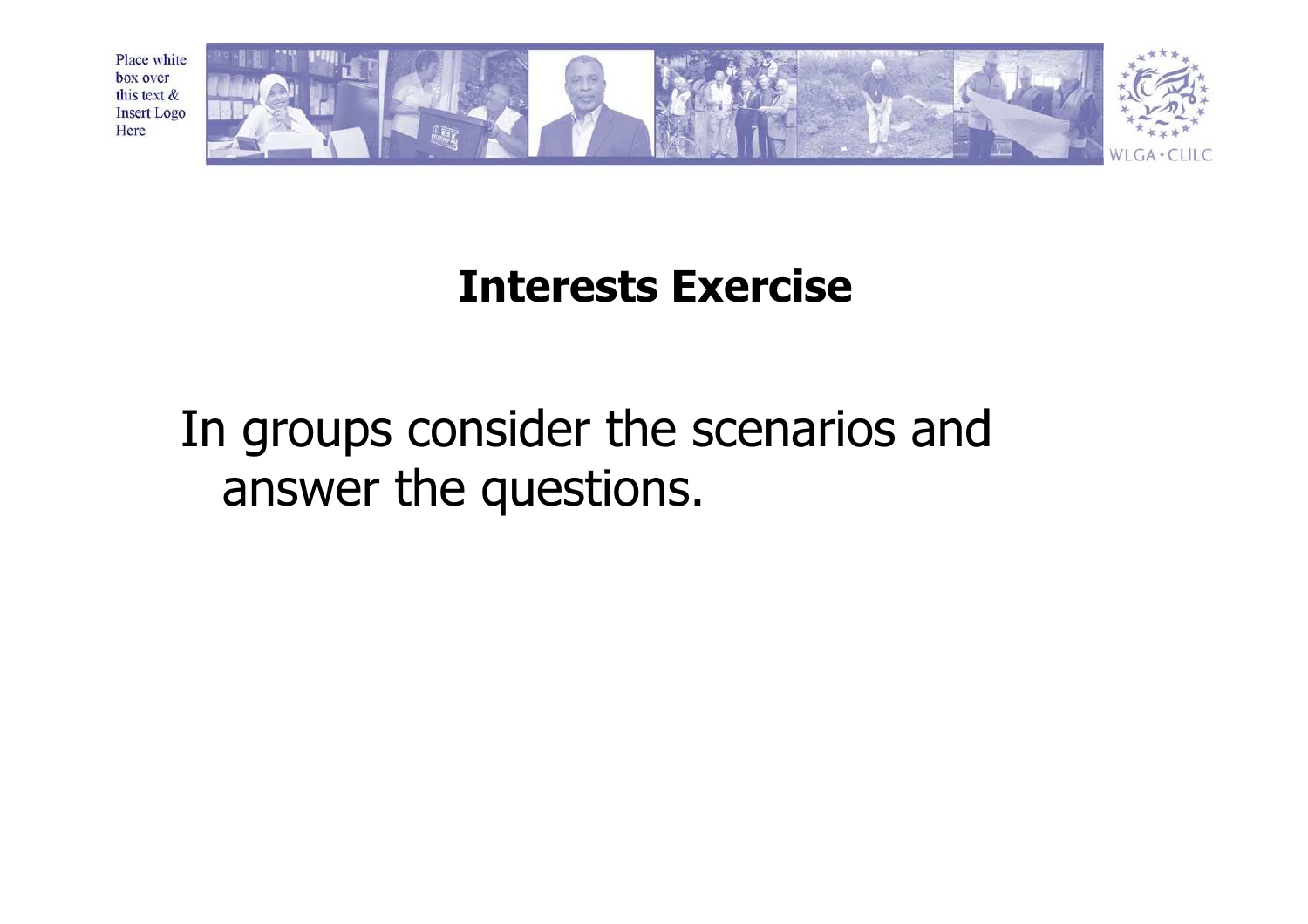# Interests Exercise

In groups consider the scenarios and answer the questions.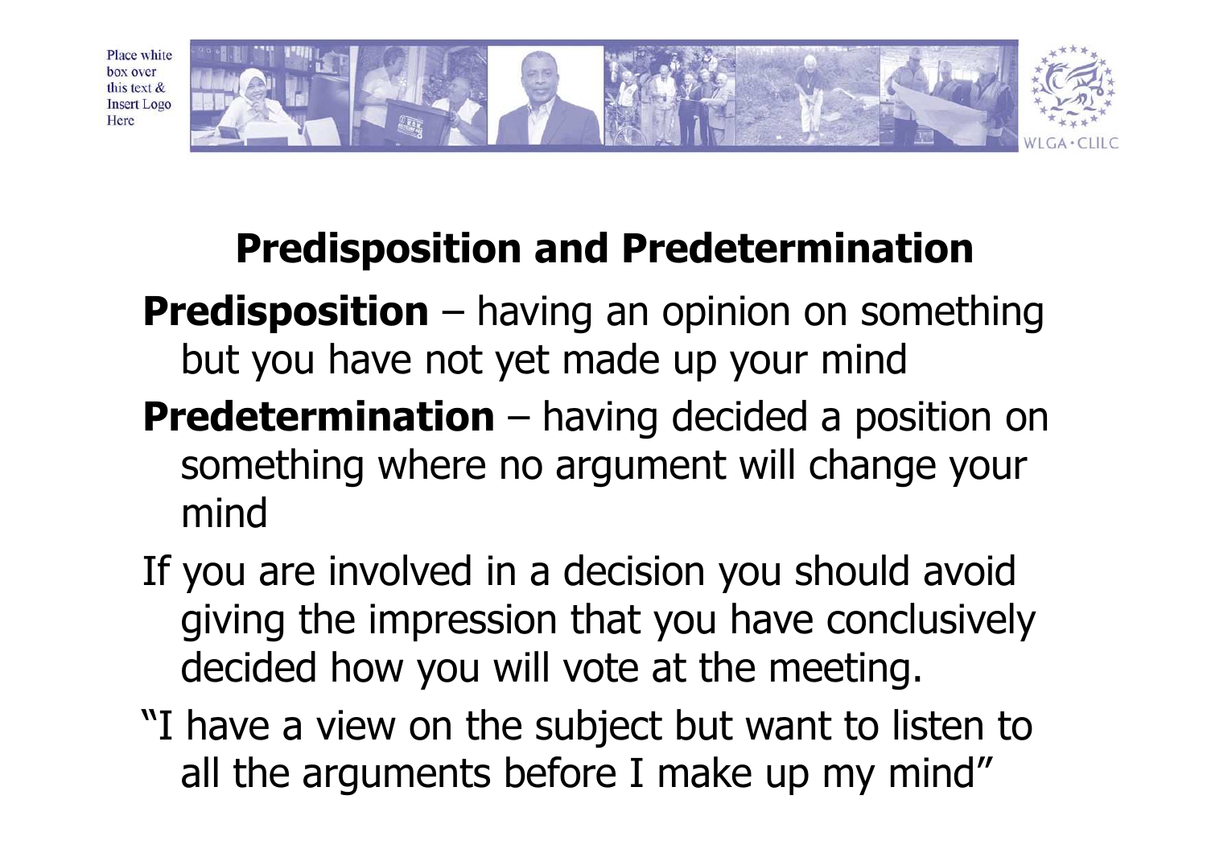## Predisposition and Predetermination

**Predisposition** – having an opinion on something but you have not yet made up your mind

**Predetermination** – having decided a position on something where no argument will change your mind

If you are involved in a decision you should avoid giving the impression that you have conclusively decided how you will vote at the meeting.

"I have a view on the subject but want to listen to all the arguments before I make up my mind"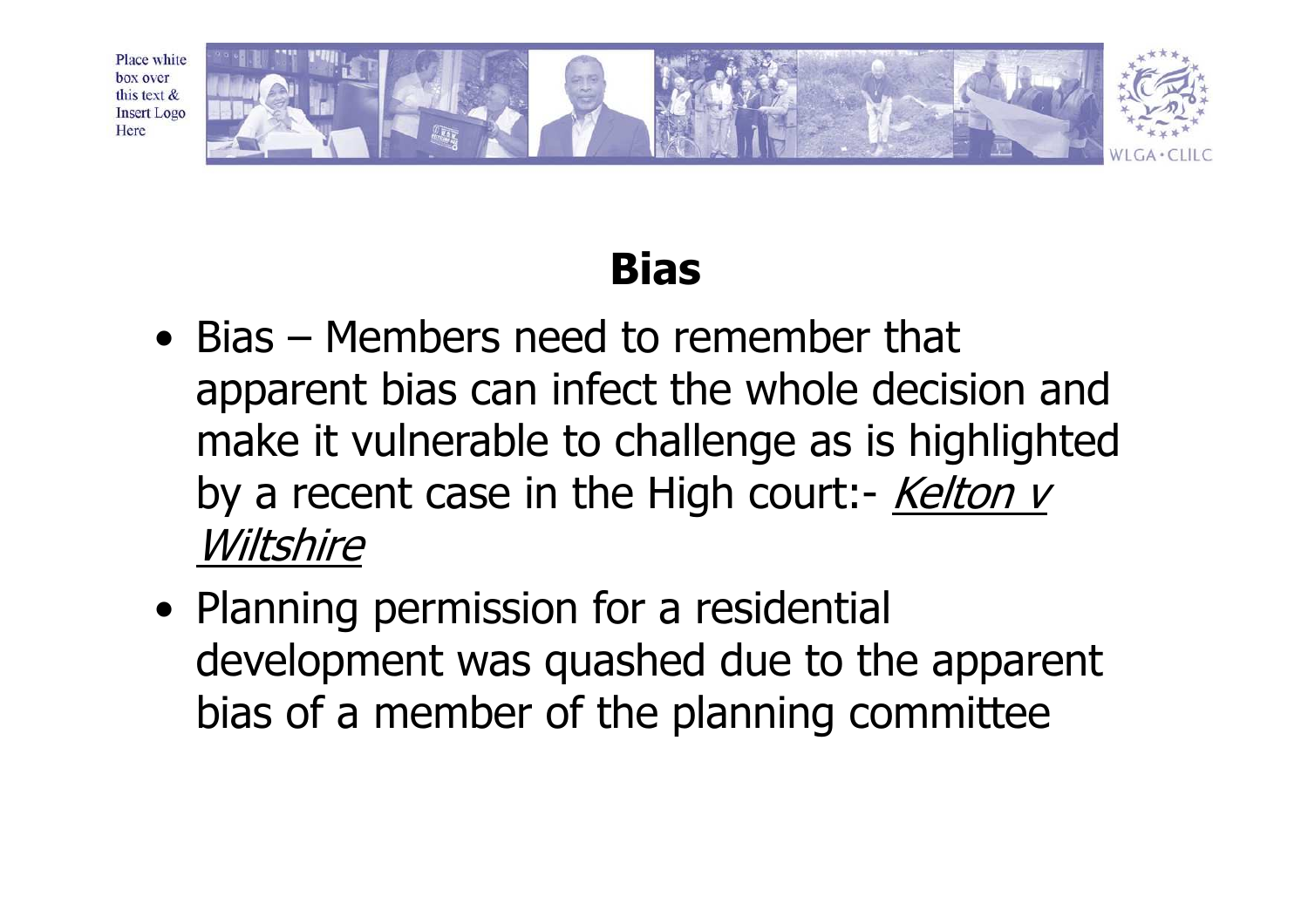# Bias

- Bias – Members need to remember that apparent bias can infect the whole decision and make it vulnerable to challenge as is highlighted by a recent case in the High court:- *Kelton v Wiltshire*
- Planning permission for a residential development was quashed due to the apparent bias of a member of the planning committee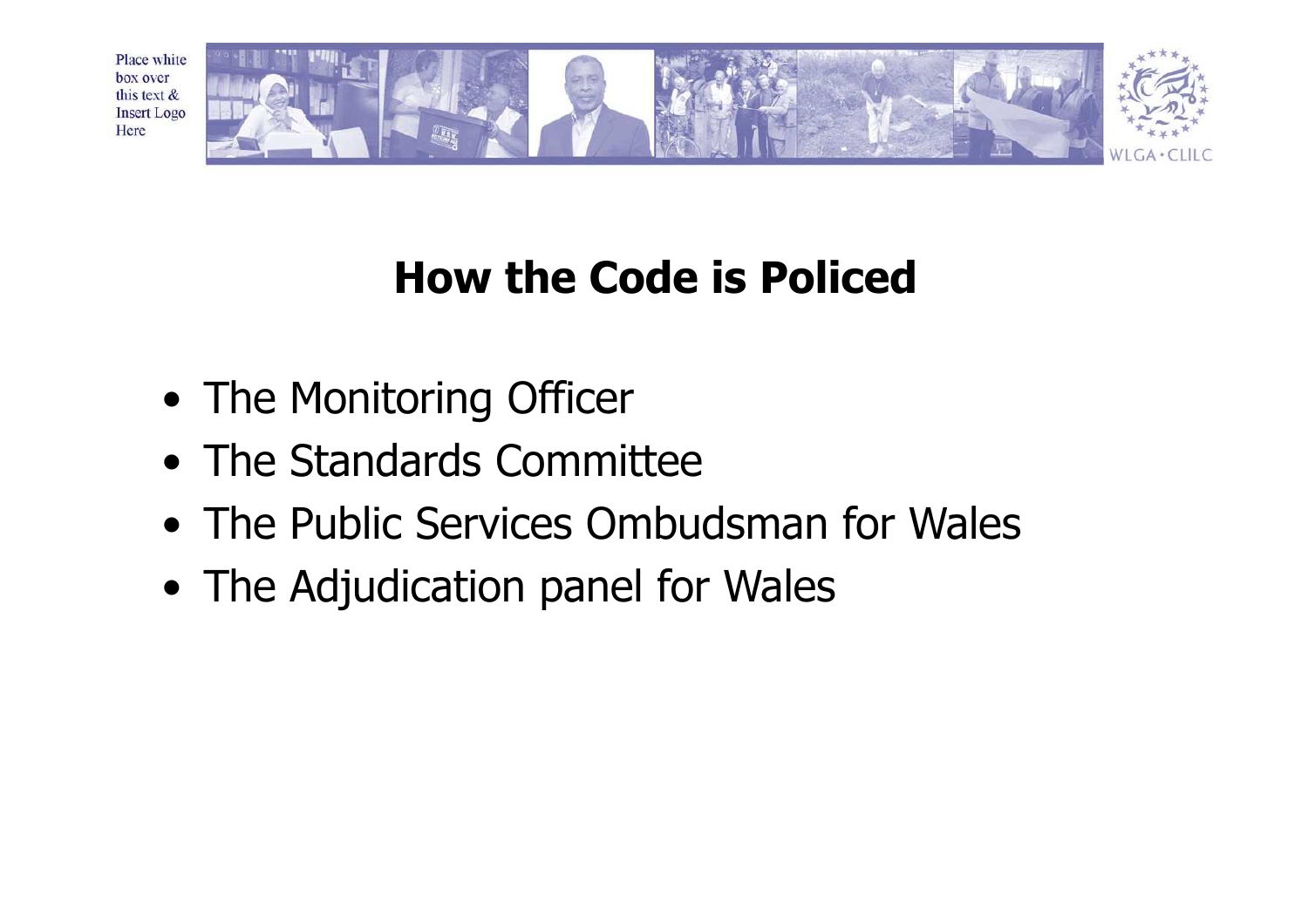# How the Code is Policed

- The Monitoring Officer
- The Standards Committee
- The Public Services Ombudsman for Wales
- The Adjudication panel for Wales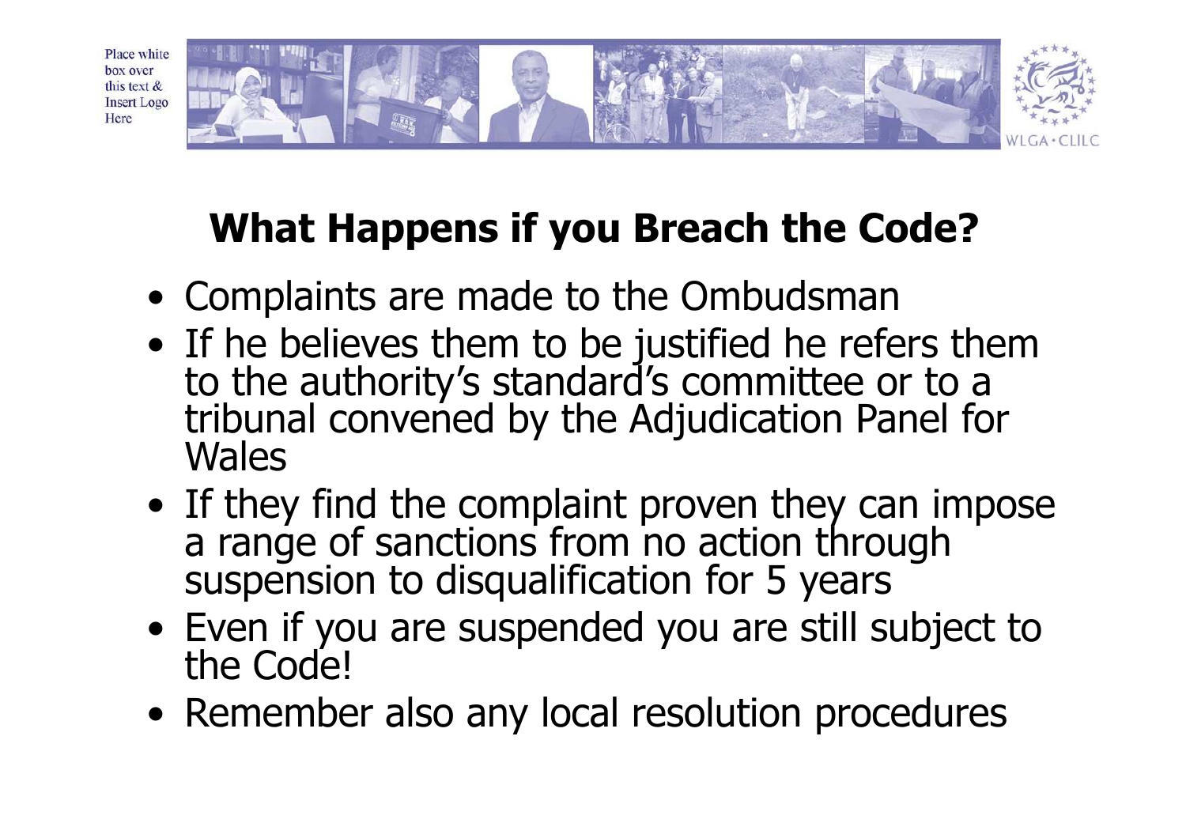# What Happens if you Breach the Code?

- Complaints are made to the Ombudsman
- If he believes them to be justified he refers them to the authority's standard's committee or to a tribunal convened by the Adjudication Panel for Wales
- If they find the complaint proven they can impose a range of sanctions from no action through suspension to disqualification for 5 years
- Even if you are suspended you are still subject to the Code!
- Remember also any local resolution procedures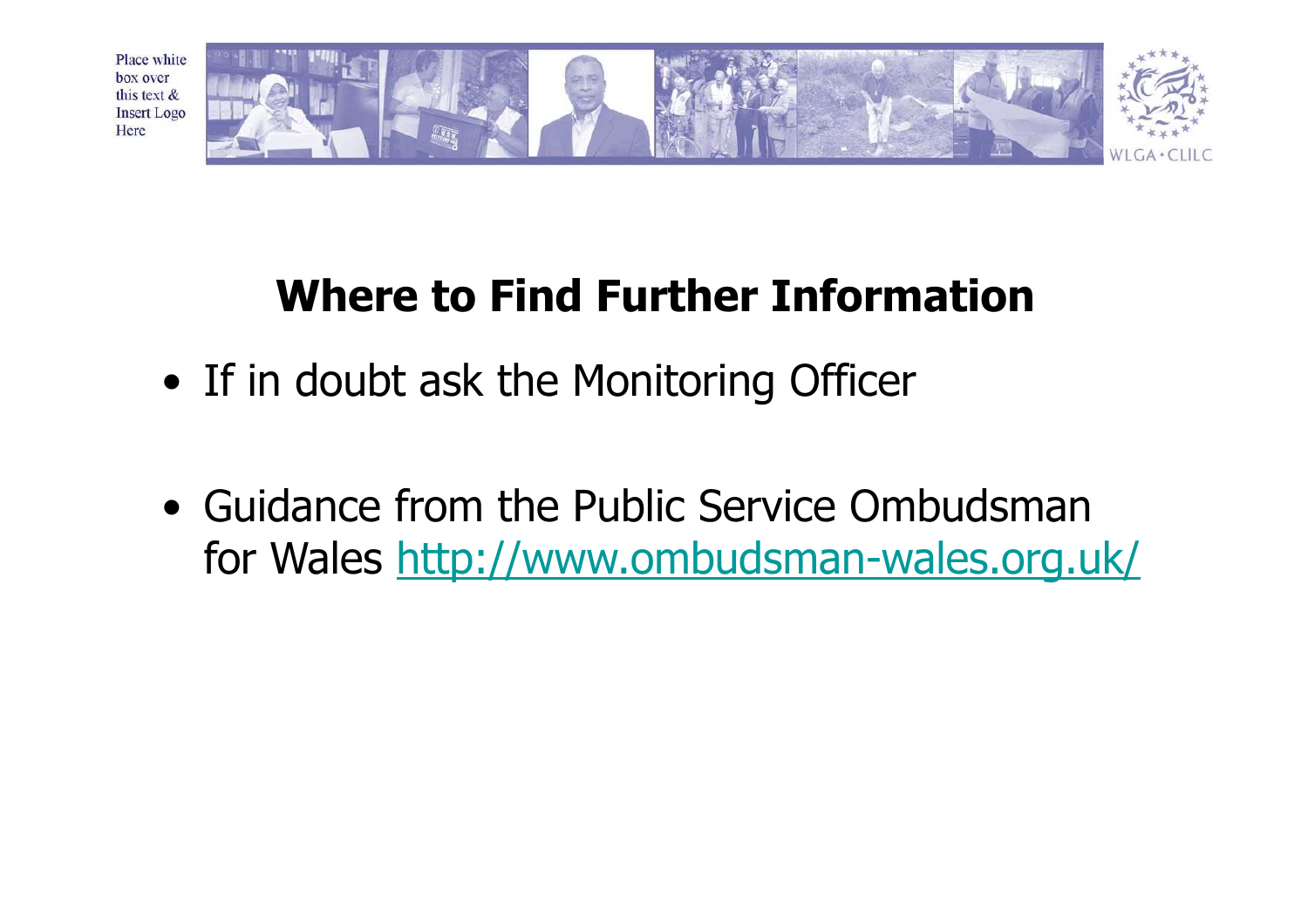## Where to Find Further Information

- If in doubt ask the Monitoring Officer

- Guidance from the Public Service Ombudsman for Wales http://www.ombudsman-wales.org.uk/